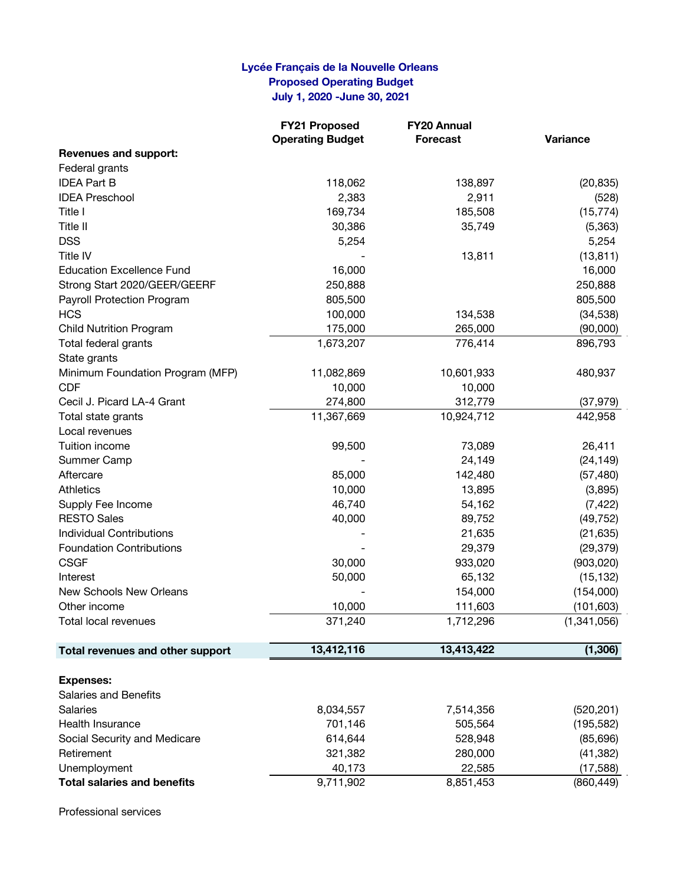**Lycée Français de la Nouvelle Orleans**
**Proposed Operating Budget**
**July 1, 2020 -June 30, 2021**

| | FY21 Proposed Operating Budget | FY20 Annual Forecast | Variance |
|---|---|---|---|
| **Revenues and support:** | | | |
| Federal grants | | | |
| IDEA Part B | 118,062 | 138,897 | (20,835) |
| IDEA Preschool | 2,383 | 2,911 | (528) |
| Title I | 169,734 | 185,508 | (15,774) |
| Title II | 30,386 | 35,749 | (5,363) |
| DSS | 5,254 | | 5,254 |
| Title IV | - | 13,811 | (13,811) |
| Education Excellence Fund | 16,000 | | 16,000 |
| Strong Start 2020/GEER/GEERF | 250,888 | | 250,888 |
| Payroll Protection Program | 805,500 | | 805,500 |
| HCS | 100,000 | 134,538 | (34,538) |
| Child Nutrition Program | 175,000 | 265,000 | (90,000) |
| Total federal grants | 1,673,207 | 776,414 | 896,793 |
| State grants | | | |
| Minimum Foundation Program (MFP) | 11,082,869 | 10,601,933 | 480,937 |
| CDF | 10,000 | 10,000 | |
| Cecil J. Picard LA-4 Grant | 274,800 | 312,779 | (37,979) |
| Total state grants | 11,367,669 | 10,924,712 | 442,958 |
| Local revenues | | | |
| Tuition income | 99,500 | 73,089 | 26,411 |
| Summer Camp | - | 24,149 | (24,149) |
| Aftercare | 85,000 | 142,480 | (57,480) |
| Athletics | 10,000 | 13,895 | (3,895) |
| Supply Fee Income | 46,740 | 54,162 | (7,422) |
| RESTO Sales | 40,000 | 89,752 | (49,752) |
| Individual Contributions | - | 21,635 | (21,635) |
| Foundation Contributions | - | 29,379 | (29,379) |
| CSGF | 30,000 | 933,020 | (903,020) |
| Interest | 50,000 | 65,132 | (15,132) |
| New Schools New Orleans | - | 154,000 | (154,000) |
| Other income | 10,000 | 111,603 | (101,603) |
| Total local revenues | 371,240 | 1,712,296 | (1,341,056) |
| **Total revenues and other support** | **13,412,116** | **13,413,422** | **(1,306)** |
| **Expenses:** | | | |
| Salaries and Benefits | | | |
| Salaries | 8,034,557 | 7,514,356 | (520,201) |
| Health Insurance | 701,146 | 505,564 | (195,582) |
| Social Security and Medicare | 614,644 | 528,948 | (85,696) |
| Retirement | 321,382 | 280,000 | (41,382) |
| Unemployment | 40,173 | 22,585 | (17,588) |
| **Total salaries and benefits** | 9,711,902 | 8,851,453 | (860,449) |
| Professional services | | | |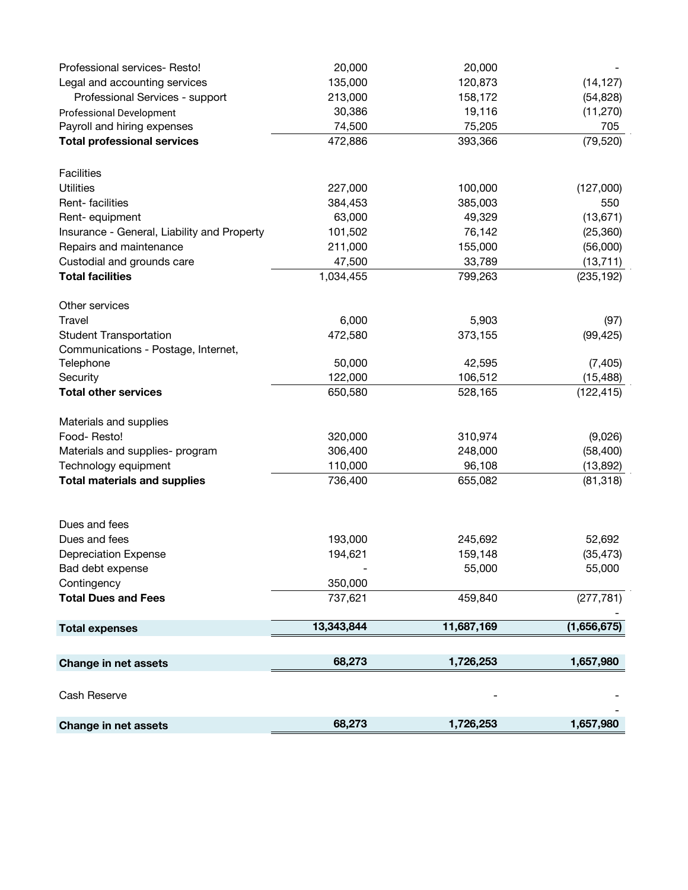| | | | |
|---|---|---|---|
| Professional services- Resto! | 20,000 | 20,000 | - |
| Legal and accounting services | 135,000 | 120,873 | (14,127) |
| Professional Services - support | 213,000 | 158,172 | (54,828) |
| Professional Development | 30,386 | 19,116 | (11,270) |
| Payroll and hiring expenses | 74,500 | 75,205 | 705 |
| **Total professional services** | 472,886 | 393,366 | (79,520) |
| | | | |
| Facilities | | | |
| Utilities | 227,000 | 100,000 | (127,000) |
| Rent- facilities | 384,453 | 385,003 | 550 |
| Rent- equipment | 63,000 | 49,329 | (13,671) |
| Insurance - General, Liability and Property | 101,502 | 76,142 | (25,360) |
| Repairs and maintenance | 211,000 | 155,000 | (56,000) |
| Custodial and grounds care | 47,500 | 33,789 | (13,711) |
| **Total facilities** | 1,034,455 | 799,263 | (235,192) |
| | | | |
| Other services | | | |
| Travel | 6,000 | 5,903 | (97) |
| Student Transportation | 472,580 | 373,155 | (99,425) |
| Communications - Postage, Internet, Telephone | 50,000 | 42,595 | (7,405) |
| Security | 122,000 | 106,512 | (15,488) |
| **Total other services** | 650,580 | 528,165 | (122,415) |
| | | | |
| Materials and supplies | | | |
| Food- Resto! | 320,000 | 310,974 | (9,026) |
| Materials and supplies- program | 306,400 | 248,000 | (58,400) |
| Technology equipment | 110,000 | 96,108 | (13,892) |
| **Total materials and supplies** | 736,400 | 655,082 | (81,318) |
| | | | |
| Dues and fees | | | |
| Dues and fees | 193,000 | 245,692 | 52,692 |
| Depreciation Expense | 194,621 | 159,148 | (35,473) |
| Bad debt expense | - | 55,000 | 55,000 |
| Contingency | 350,000 | | |
| **Total Dues and Fees** | 737,621 | 459,840 | (277,781) |
| | | | - |
| **Total expenses** | **13,343,844** | **11,687,169** | **(1,656,675)** |
| | | | |
| **Change in net assets** | **68,273** | **1,726,253** | **1,657,980** |
| | | | |
| Cash Reserve | | - | - |
| | | | - |
| **Change in net assets** | **68,273** | **1,726,253** | **1,657,980** |